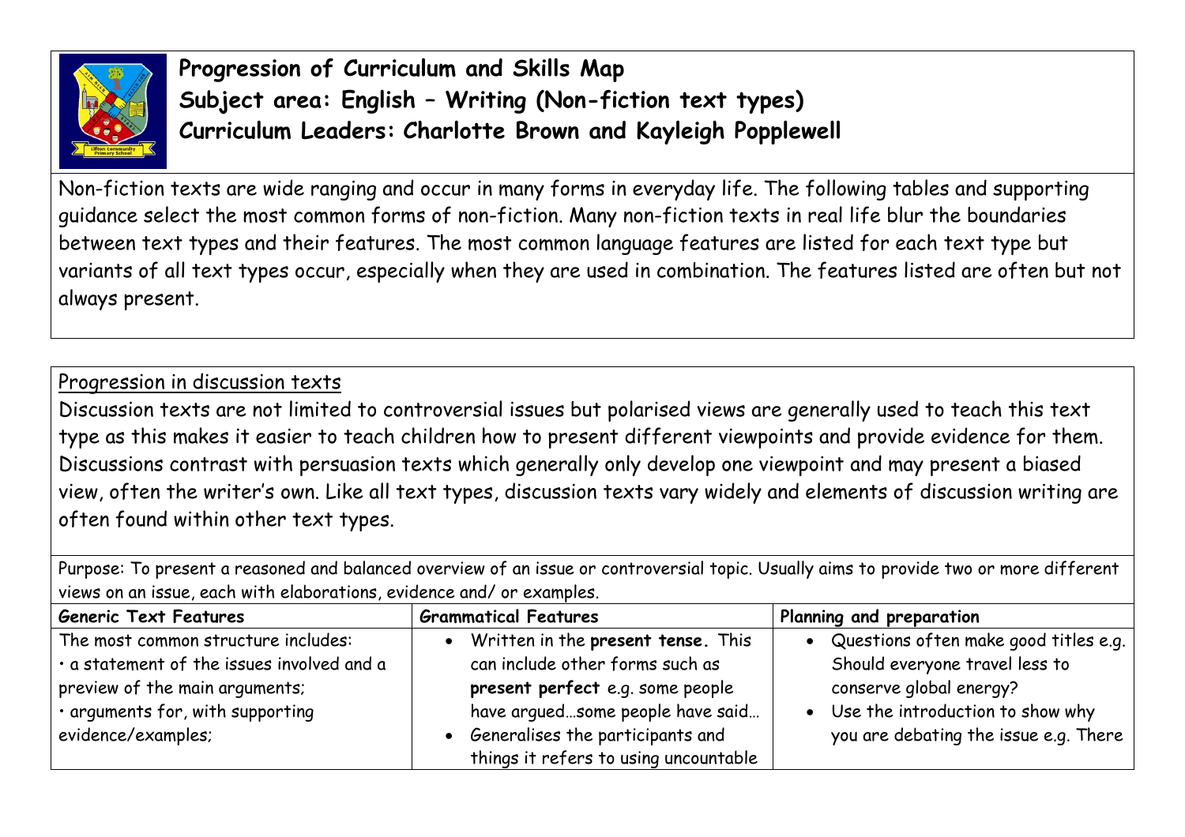# Progression of Curriculum and Skills Map
## Subject area: English – Writing (Non-fiction text types)
## Curriculum Leaders: Charlotte Brown and Kayleigh Popplewell

Non-fiction texts are wide ranging and occur in many forms in everyday life. The following tables and supporting guidance select the most common forms of non-fiction. Many non-fiction texts in real life blur the boundaries between text types and their features. The most common language features are listed for each text type but variants of all text types occur, especially when they are used in combination. The features listed are often but not always present.

Progression in discussion texts

Discussion texts are not limited to controversial issues but polarised views are generally used to teach this text type as this makes it easier to teach children how to present different viewpoints and provide evidence for them. Discussions contrast with persuasion texts which generally only develop one viewpoint and may present a biased view, often the writer's own. Like all text types, discussion texts vary widely and elements of discussion writing are often found within other text types.

Purpose: To present a reasoned and balanced overview of an issue or controversial topic. Usually aims to provide two or more different views on an issue, each with elaborations, evidence and/ or examples.

| Generic Text Features | Grammatical Features | Planning and preparation |
|---|---|---|
| The most common structure includes:<br>• a statement of the issues involved and a preview of the main arguments;<br>• arguments for, with supporting evidence/examples; | • Written in the **present tense.** This can include other forms such as **present perfect** e.g. some people have argued…some people have said…<br>• Generalises the participants and things it refers to using uncountable | • Questions often make good titles e.g. Should everyone travel less to conserve global energy?<br>• Use the introduction to show why you are debating the issue e.g. There |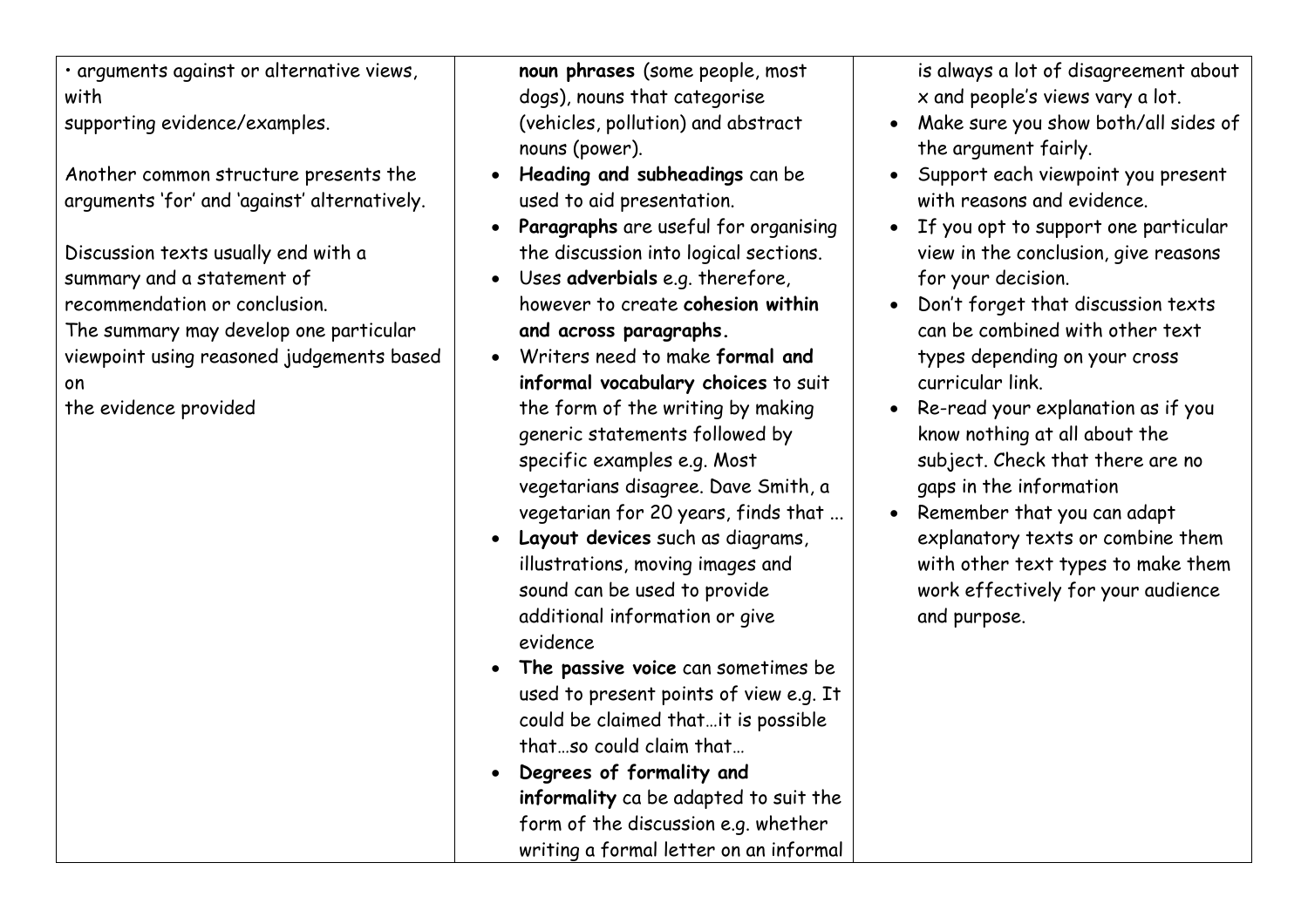| | | |
|---|---|---|
| • arguments against or alternative views, with<br>supporting evidence/examples.<br><br>Another common structure presents the arguments 'for' and 'against' alternatively.<br><br>Discussion texts usually end with a summary and a statement of recommendation or conclusion.<br>The summary may develop one particular viewpoint using reasoned judgements based on<br>the evidence provided | **noun phrases** (some people, most dogs), nouns that categorise (vehicles, pollution) and abstract nouns (power).<br>• **Heading and subheadings** can be used to aid presentation.<br>• **Paragraphs** are useful for organising the discussion into logical sections.<br>• Uses **adverbials** e.g. therefore, however to create **cohesion within and across paragraphs.**<br>• Writers need to make **formal and informal vocabulary choices** to suit the form of the writing by making generic statements followed by specific examples e.g. Most vegetarians disagree. Dave Smith, a vegetarian for 20 years, finds that ...<br>• **Layout devices** such as diagrams, illustrations, moving images and sound can be used to provide additional information or give evidence<br>• **The passive voice** can sometimes be used to present points of view e.g. It could be claimed that…it is possible that…so could claim that…<br>• **Degrees of formality and informality** ca be adapted to suit the form of the discussion e.g. whether writing a formal letter on an informal | is always a lot of disagreement about x and people's views vary a lot.<br>• Make sure you show both/all sides of the argument fairly.<br>• Support each viewpoint you present with reasons and evidence.<br>• If you opt to support one particular view in the conclusion, give reasons for your decision.<br>• Don't forget that discussion texts can be combined with other text types depending on your cross curricular link.<br>• Re-read your explanation as if you know nothing at all about the subject. Check that there are no gaps in the information<br>• Remember that you can adapt explanatory texts or combine them with other text types to make them work effectively for your audience and purpose. |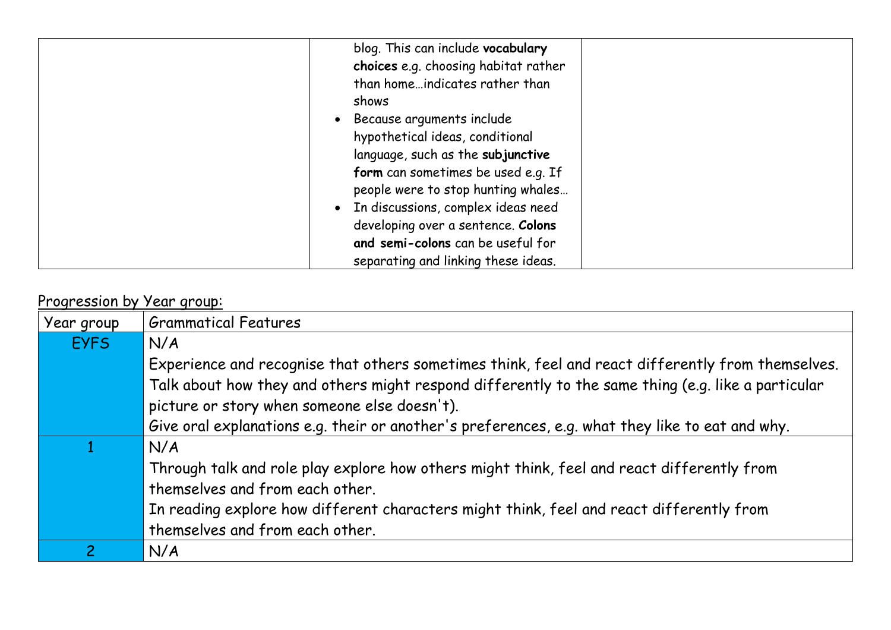| | | |
|---|---|---|
| | blog. This can include **vocabulary choices** e.g. choosing habitat rather than home…indicates rather than shows<br>• Because arguments include hypothetical ideas, conditional language, such as the **subjunctive form** can sometimes be used e.g. If people were to stop hunting whales…<br>• In discussions, complex ideas need developing over a sentence. **Colons and semi-colons** can be useful for separating and linking these ideas. | |

Progression by Year group:

| Year group | Grammatical Features |
|---|---|
| EYFS | N/A<br>Experience and recognise that others sometimes think, feel and react differently from themselves.<br>Talk about how they and others might respond differently to the same thing (e.g. like a particular picture or story when someone else doesn't).<br>Give oral explanations e.g. their or another's preferences, e.g. what they like to eat and why. |
| 1 | N/A<br>Through talk and role play explore how others might think, feel and react differently from themselves and from each other.<br>In reading explore how different characters might think, feel and react differently from themselves and from each other. |
| 2 | N/A |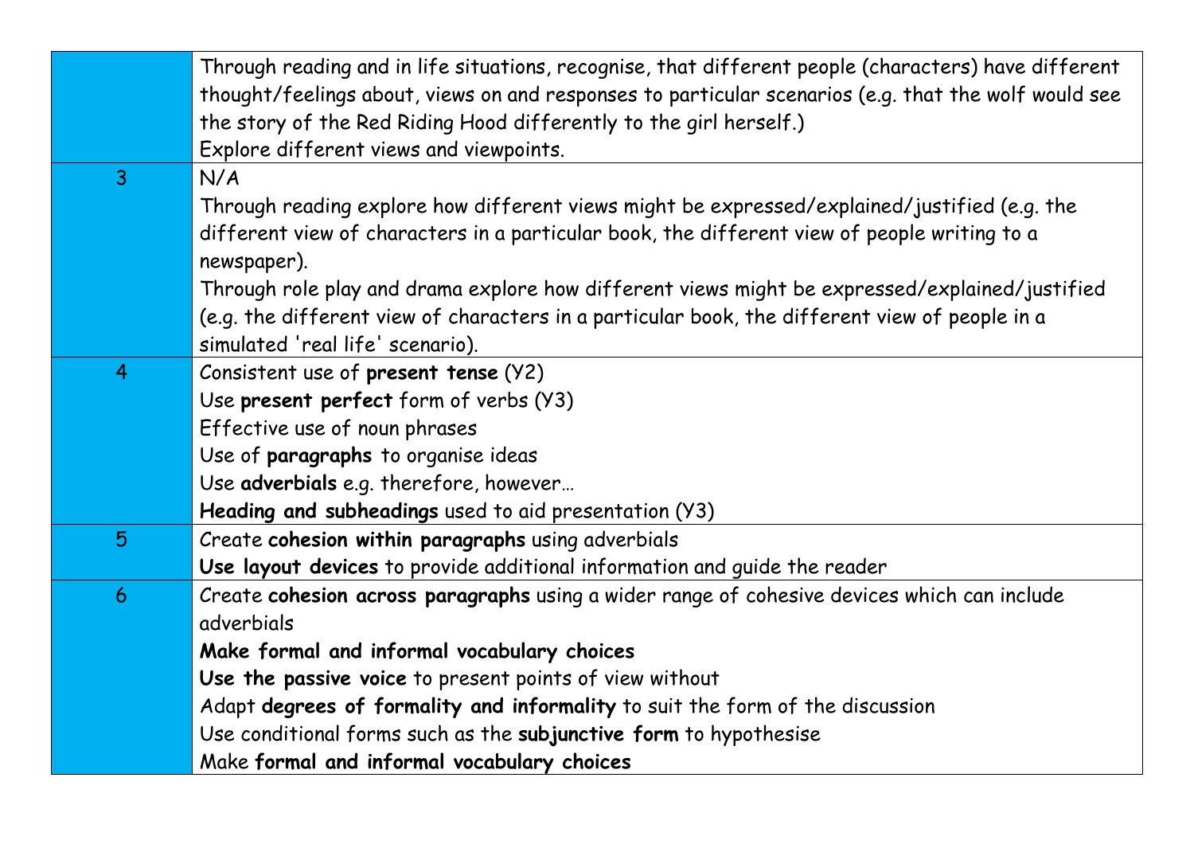| | |
|---|---|
| | Through reading and in life situations, recognise, that different people (characters) have different thought/feelings about, views on and responses to particular scenarios (e.g. that the wolf would see the story of the Red Riding Hood differently to the girl herself.)<br>Explore different views and viewpoints. |
| 3 | N/A<br>Through reading explore how different views might be expressed/explained/justified (e.g. the different view of characters in a particular book, the different view of people writing to a newspaper).<br>Through role play and drama explore how different views might be expressed/explained/justified (e.g. the different view of characters in a particular book, the different view of people in a simulated 'real life' scenario). |
| 4 | Consistent use of **present tense** (Y2)<br>Use **present perfect** form of verbs (Y3)<br>Effective use of noun phrases<br>Use of **paragraphs** to organise ideas<br>Use **adverbials** e.g. therefore, however…<br>**Heading and subheadings** used to aid presentation (Y3) |
| 5 | Create **cohesion within paragraphs** using adverbials<br>**Use layout devices** to provide additional information and guide the reader |
| 6 | Create **cohesion across paragraphs** using a wider range of cohesive devices which can include adverbials<br>**Make formal and informal vocabulary choices**<br>**Use the passive voice** to present points of view without<br>Adapt **degrees of formality and informality** to suit the form of the discussion<br>Use conditional forms such as the **subjunctive form** to hypothesise<br>Make **formal and informal vocabulary choices** |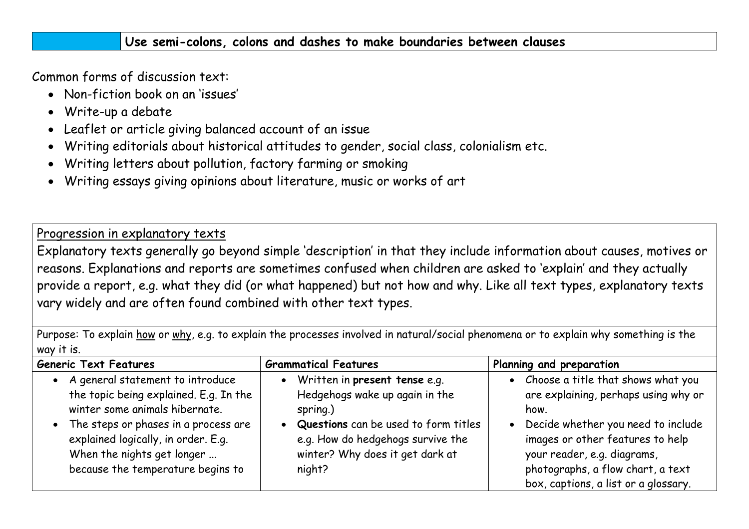| | **Use semi-colons, colons and dashes to make boundaries between clauses** |
|---|---|

Common forms of discussion text:

- Non-fiction book on an 'issues'
- Write-up a debate
- Leaflet or article giving balanced account of an issue
- Writing editorials about historical attitudes to gender, social class, colonialism etc.
- Writing letters about pollution, factory farming or smoking
- Writing essays giving opinions about literature, music or works of art

## Progression in explanatory texts

Explanatory texts generally go beyond simple 'description' in that they include information about causes, motives or reasons. Explanations and reports are sometimes confused when children are asked to 'explain' and they actually provide a report, e.g. what they did (or what happened) but not how and why. Like all text types, explanatory texts vary widely and are often found combined with other text types.

Purpose: To explain how or why, e.g. to explain the processes involved in natural/social phenomena or to explain why something is the way it is.

| **Generic Text Features** | **Grammatical Features** | **Planning and preparation** |
|---|---|---|
| • A general statement to introduce the topic being explained. E.g. In the winter some animals hibernate.<br>• The steps or phases in a process are explained logically, in order. E.g. When the nights get longer ... because the temperature begins to | • Written in **present tense** e.g. Hedgehogs wake up again in the spring.)<br>• **Questions** can be used to form titles e.g. How do hedgehogs survive the winter? Why does it get dark at night? | • Choose a title that shows what you are explaining, perhaps using why or how.<br>• Decide whether you need to include images or other features to help your reader, e.g. diagrams, photographs, a flow chart, a text box, captions, a list or a glossary. |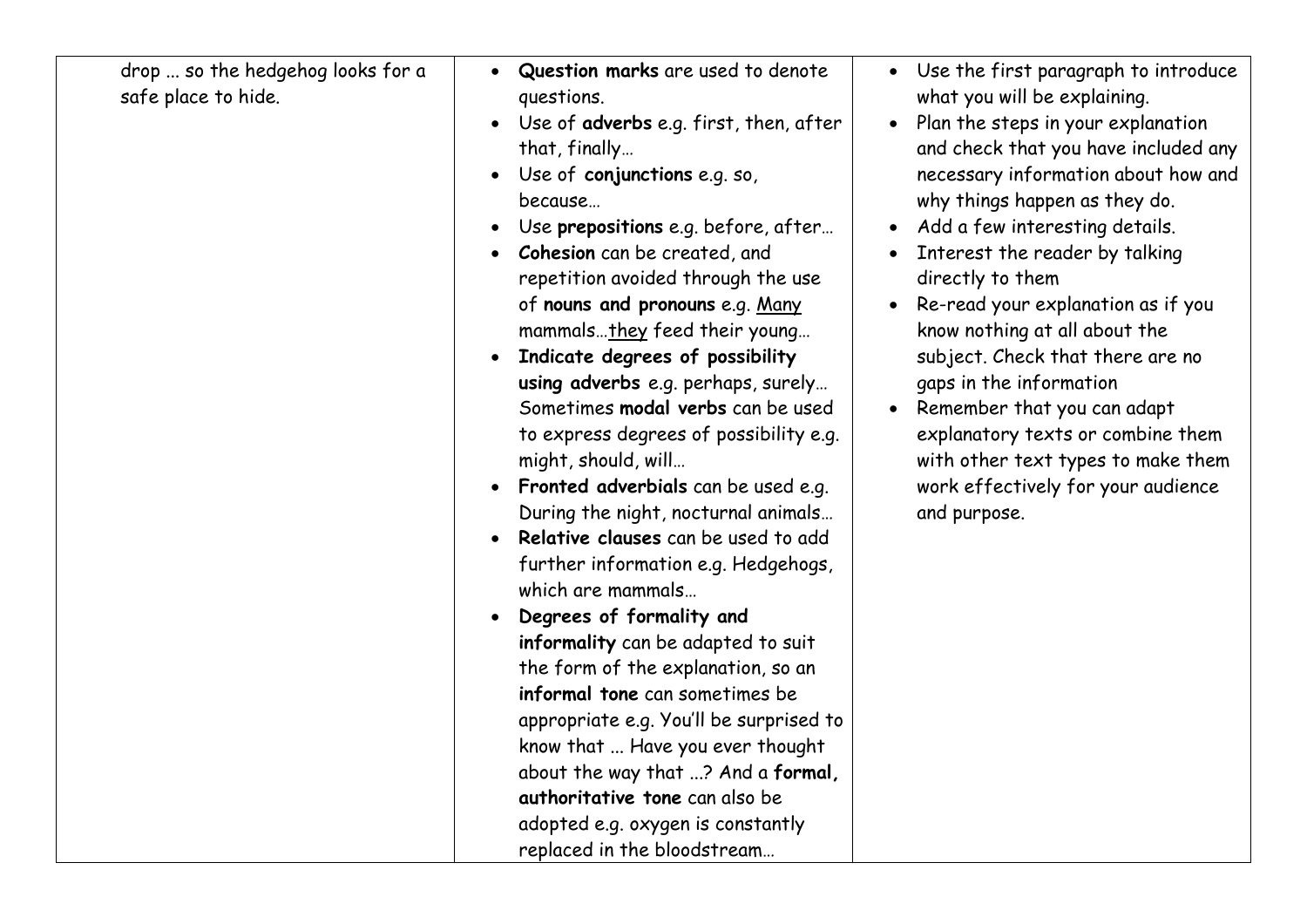| | | |
|---|---|---|
| drop ... so the hedgehog looks for a safe place to hide. | • **Question marks** are used to denote questions.<br>• Use of **adverbs** e.g. first, then, after that, finally…<br>• Use of **conjunctions** e.g. so, because…<br>• Use **prepositions** e.g. before, after…<br>• **Cohesion** can be created, and repetition avoided through the use of **nouns and pronouns** e.g. <u>Many</u> mammals…<u>they</u> feed their young…<br>• **Indicate degrees of possibility using adverbs** e.g. perhaps, surely… Sometimes **modal verbs** can be used to express degrees of possibility e.g. might, should, will…<br>• **Fronted adverbials** can be used e.g. During the night, nocturnal animals…<br>• **Relative clauses** can be used to add further information e.g. Hedgehogs, which are mammals…<br>• **Degrees of formality and informality** can be adapted to suit the form of the explanation, so an **informal tone** can sometimes be appropriate e.g. You'll be surprised to know that ... Have you ever thought about the way that ...? And a **formal, authoritative tone** can also be adopted e.g. oxygen is constantly replaced in the bloodstream… | • Use the first paragraph to introduce what you will be explaining.<br>• Plan the steps in your explanation and check that you have included any necessary information about how and why things happen as they do.<br>• Add a few interesting details.<br>• Interest the reader by talking directly to them<br>• Re-read your explanation as if you know nothing at all about the subject. Check that there are no gaps in the information<br>• Remember that you can adapt explanatory texts or combine them with other text types to make them work effectively for your audience and purpose. |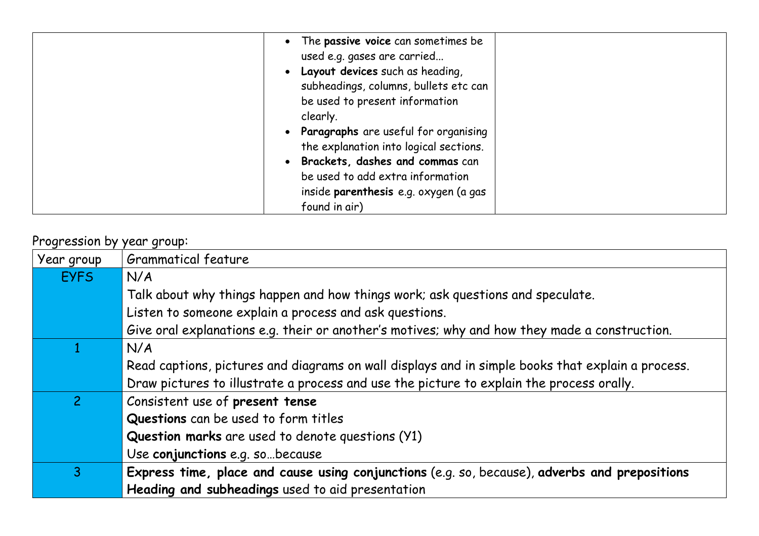| | | |
|---|---|---|
| | • The **passive voice** can sometimes be used e.g. gases are carried... <br>• **Layout devices** such as heading, subheadings, columns, bullets etc can be used to present information clearly. <br>• **Paragraphs** are useful for organising the explanation into logical sections. <br>• **Brackets, dashes and commas** can be used to add extra information inside **parenthesis** e.g. oxygen (a gas found in air) | |

Progression by year group:

| Year group | Grammatical feature |
|---|---|
| EYFS | N/A<br>Talk about why things happen and how things work; ask questions and speculate.<br>Listen to someone explain a process and ask questions.<br>Give oral explanations e.g. their or another's motives; why and how they made a construction. |
| 1 | N/A<br>Read captions, pictures and diagrams on wall displays and in simple books that explain a process.<br>Draw pictures to illustrate a process and use the picture to explain the process orally. |
| 2 | Consistent use of **present tense**<br>**Questions** can be used to form titles<br>**Question marks** are used to denote questions (Y1)<br>Use **conjunctions** e.g. so…because |
| 3 | **Express time, place and cause using conjunctions** (e.g. so, because), **adverbs and prepositions**<br>**Heading and subheadings** used to aid presentation |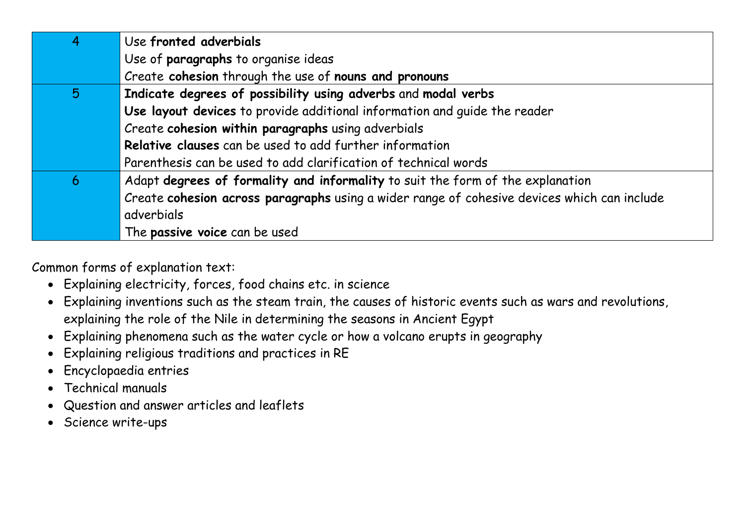| | |
|---|---|
| 4 | Use **fronted adverbials**<br>Use of **paragraphs** to organise ideas<br>Create **cohesion** through the use of **nouns and pronouns** |
| 5 | **Indicate degrees of possibility using adverbs** and **modal verbs**<br>**Use layout devices** to provide additional information and guide the reader<br>Create **cohesion within paragraphs** using adverbials<br>**Relative clauses** can be used to add further information<br>Parenthesis can be used to add clarification of technical words |
| 6 | Adapt **degrees of formality and informality** to suit the form of the explanation<br>Create **cohesion across paragraphs** using a wider range of cohesive devices which can include adverbials<br>The **passive voice** can be used |

Common forms of explanation text:

- Explaining electricity, forces, food chains etc. in science
- Explaining inventions such as the steam train, the causes of historic events such as wars and revolutions, explaining the role of the Nile in determining the seasons in Ancient Egypt
- Explaining phenomena such as the water cycle or how a volcano erupts in geography
- Explaining religious traditions and practices in RE
- Encyclopaedia entries
- Technical manuals
- Question and answer articles and leaflets
- Science write-ups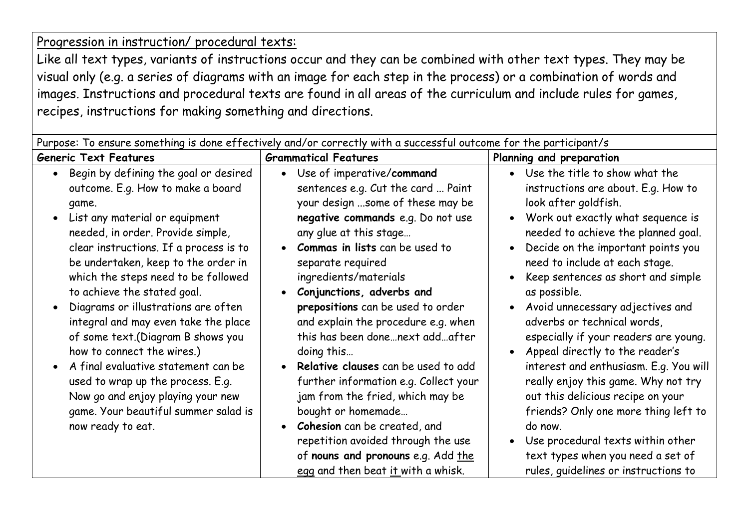Progression in instruction/ procedural texts:

Like all text types, variants of instructions occur and they can be combined with other text types. They may be visual only (e.g. a series of diagrams with an image for each step in the process) or a combination of words and images. Instructions and procedural texts are found in all areas of the curriculum and include rules for games, recipes, instructions for making something and directions.

Purpose: To ensure something is done effectively and/or correctly with a successful outcome for the participant/s

| **Generic Text Features** | **Grammatical Features** | **Planning and preparation** |
|---|---|---|
| • Begin by defining the goal or desired outcome. E.g. How to make a board game.<br>• List any material or equipment needed, in order. Provide simple, clear instructions. If a process is to be undertaken, keep to the order in which the steps need to be followed to achieve the stated goal.<br>• Diagrams or illustrations are often integral and may even take the place of some text.(Diagram B shows you how to connect the wires.)<br>• A final evaluative statement can be used to wrap up the process. E.g. Now go and enjoy playing your new game. Your beautiful summer salad is now ready to eat. | • Use of imperative/**command** sentences e.g. Cut the card ... Paint your design ...some of these may be **negative commands** e.g. Do not use any glue at this stage…<br>• **Commas in lists** can be used to separate required ingredients/materials<br>• **Conjunctions, adverbs and prepositions** can be used to order and explain the procedure e.g. when this has been done…next add…after doing this…<br>• **Relative clauses** can be used to add further information e.g. Collect your jam from the fried, which may be bought or homemade…<br>• **Cohesion** can be created, and repetition avoided through the use of **nouns and pronouns** e.g. Add the egg and then beat it with a whisk. | • Use the title to show what the instructions are about. E.g. How to look after goldfish.<br>• Work out exactly what sequence is needed to achieve the planned goal.<br>• Decide on the important points you need to include at each stage.<br>• Keep sentences as short and simple as possible.<br>• Avoid unnecessary adjectives and adverbs or technical words, especially if your readers are young.<br>• Appeal directly to the reader's interest and enthusiasm. E.g. You will really enjoy this game. Why not try out this delicious recipe on your friends? Only one more thing left to do now.<br>• Use procedural texts within other text types when you need a set of rules, guidelines or instructions to |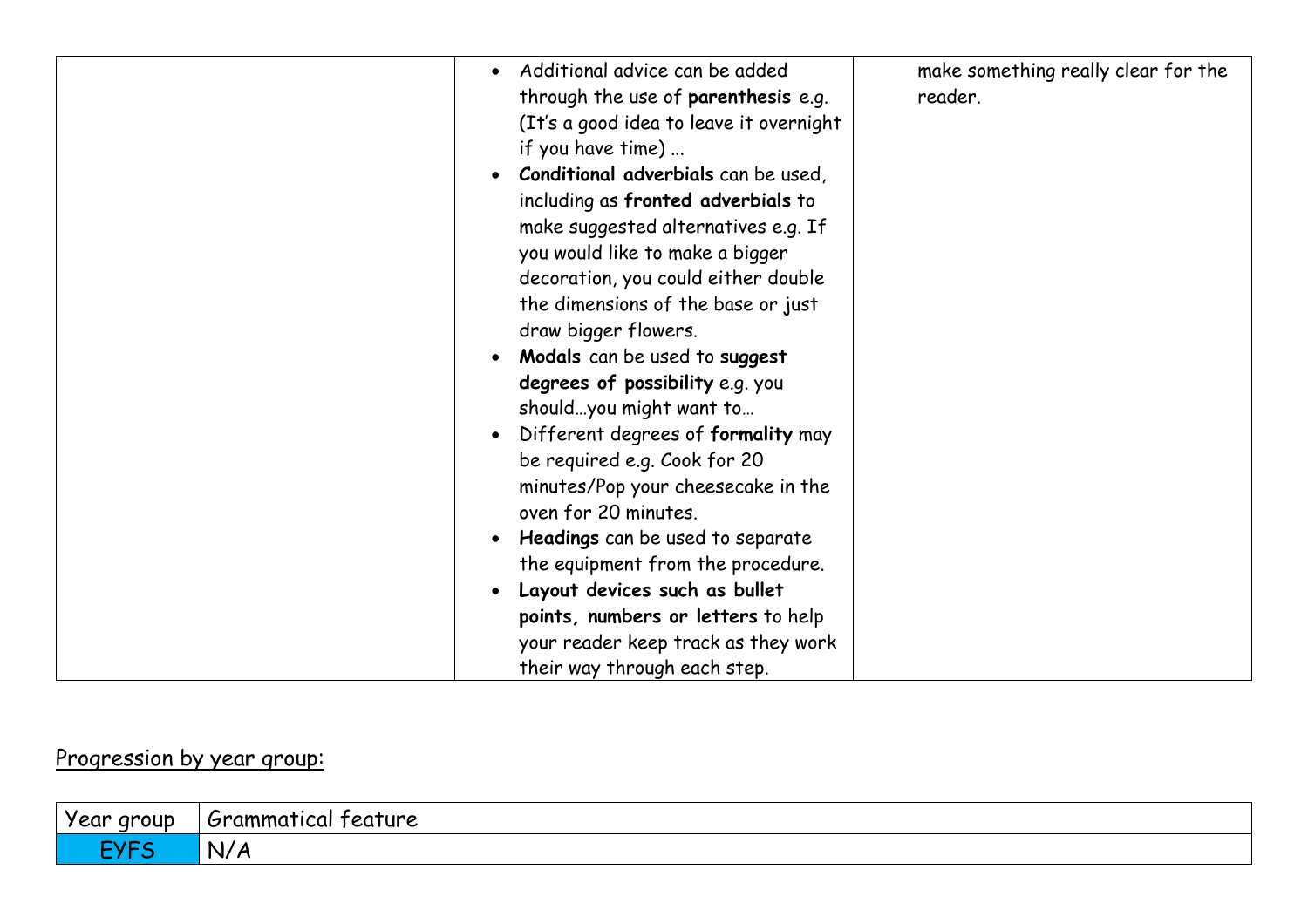| | | |
|---|---|---|
| | <ul><li>Additional advice can be added through the use of **parenthesis** e.g. (It's a good idea to leave it overnight if you have time) ...</li><li>**Conditional adverbials** can be used, including as **fronted adverbials** to make suggested alternatives e.g. If you would like to make a bigger decoration, you could either double the dimensions of the base or just draw bigger flowers.</li><li>**Modals** can be used to **suggest degrees of possibility** e.g. you should…you might want to…</li><li>Different degrees of **formality** may be required e.g. Cook for 20 minutes/Pop your cheesecake in the oven for 20 minutes.</li><li>**Headings** can be used to separate the equipment from the procedure.</li><li>**Layout devices such as bullet points, numbers or letters** to help your reader keep track as they work their way through each step.</li></ul> | make something really clear for the reader. |

<u>Progression by year group:</u>

| Year group | Grammatical feature |
|---|---|
| EYFS | N/A |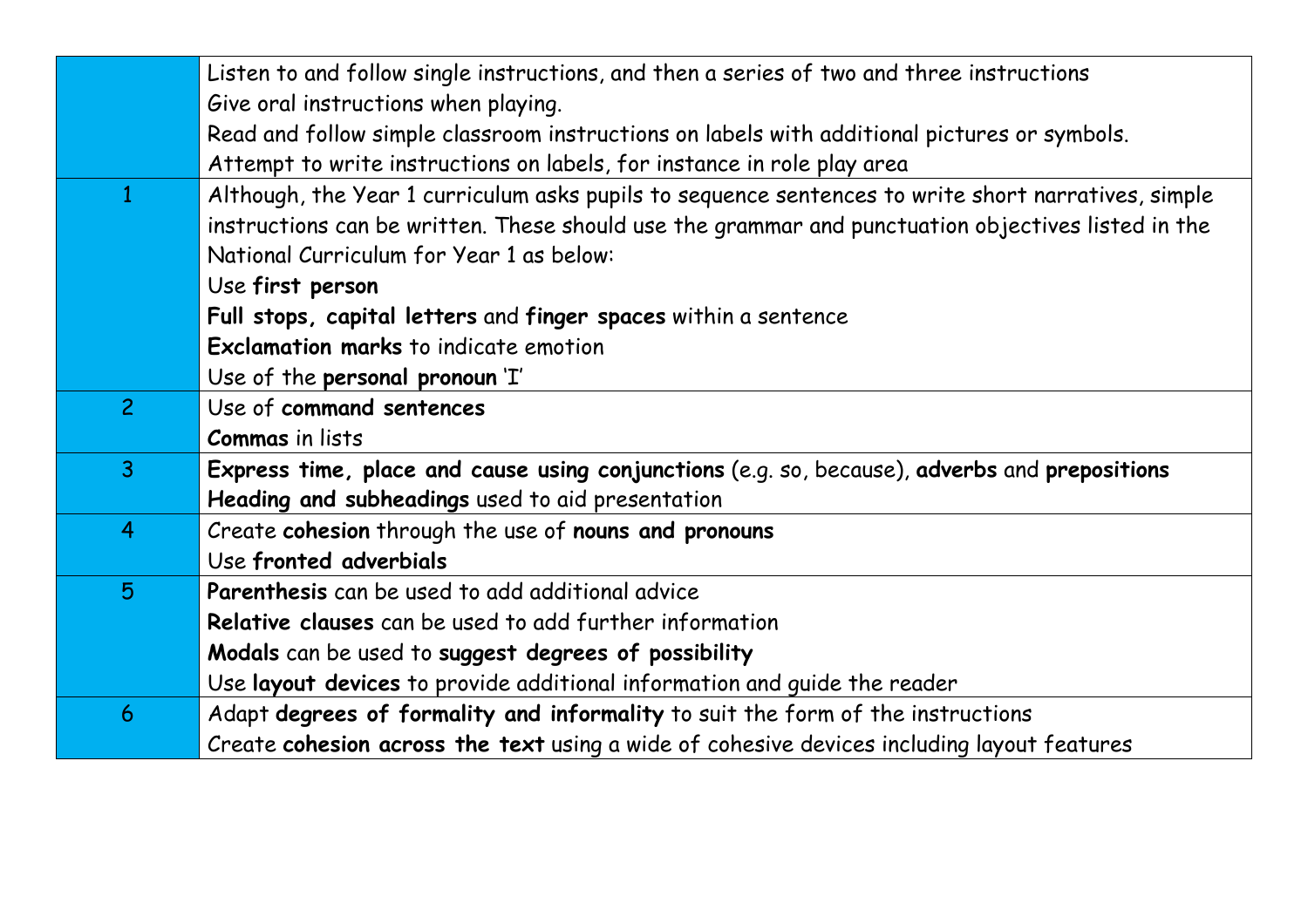| | |
|---|---|
| | Listen to and follow single instructions, and then a series of two and three instructions<br>Give oral instructions when playing.<br>Read and follow simple classroom instructions on labels with additional pictures or symbols.<br>Attempt to write instructions on labels, for instance in role play area |
| 1 | Although, the Year 1 curriculum asks pupils to sequence sentences to write short narratives, simple instructions can be written. These should use the grammar and punctuation objectives listed in the National Curriculum for Year 1 as below:<br>Use **first person**<br>**Full stops, capital letters** and **finger spaces** within a sentence<br>**Exclamation marks** to indicate emotion<br>Use of the **personal pronoun** 'I' |
| 2 | Use of **command sentences**<br>**Commas** in lists |
| 3 | **Express time, place and cause using conjunctions** (e.g. so, because), **adverbs** and **prepositions**<br>**Heading and subheadings** used to aid presentation |
| 4 | Create **cohesion** through the use of **nouns and pronouns**<br>Use **fronted adverbials** |
| 5 | **Parenthesis** can be used to add additional advice<br>**Relative clauses** can be used to add further information<br>**Modals** can be used to **suggest degrees of possibility**<br>Use **layout devices** to provide additional information and guide the reader |
| 6 | Adapt **degrees of formality and informality** to suit the form of the instructions<br>Create **cohesion across the text** using a wide of cohesive devices including layout features |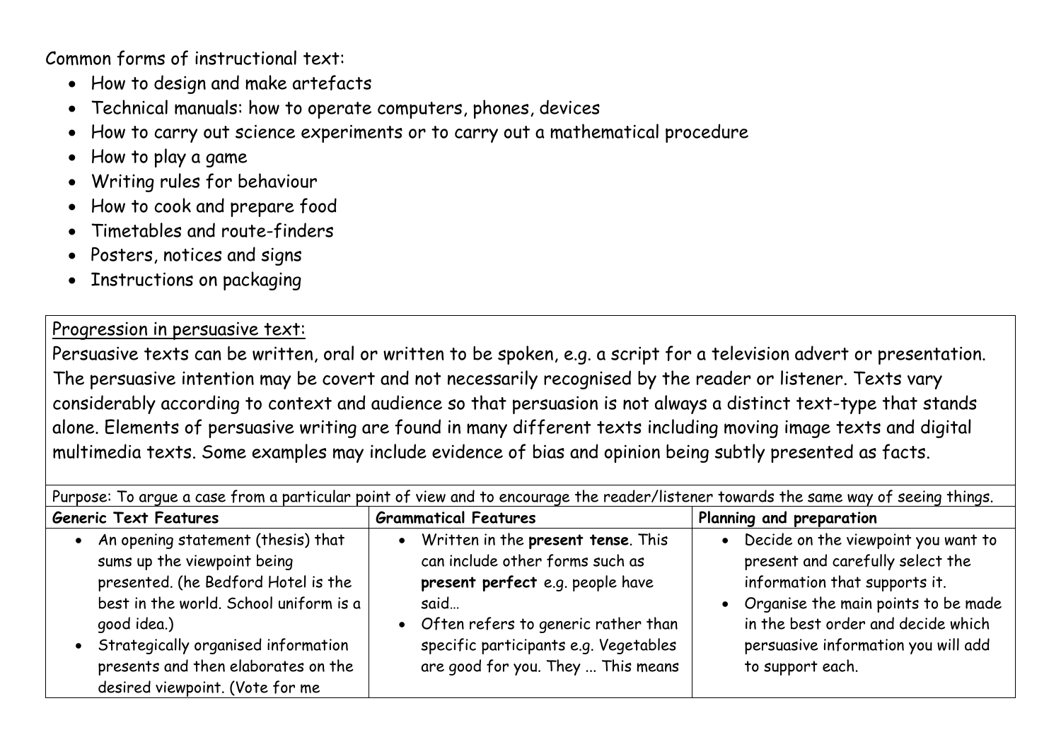Common forms of instructional text:

- How to design and make artefacts
- Technical manuals: how to operate computers, phones, devices
- How to carry out science experiments or to carry out a mathematical procedure
- How to play a game
- Writing rules for behaviour
- How to cook and prepare food
- Timetables and route-finders
- Posters, notices and signs
- Instructions on packaging

<u>Progression in persuasive text:</u>

Persuasive texts can be written, oral or written to be spoken, e.g. a script for a television advert or presentation. The persuasive intention may be covert and not necessarily recognised by the reader or listener. Texts vary considerably according to context and audience so that persuasion is not always a distinct text-type that stands alone. Elements of persuasive writing are found in many different texts including moving image texts and digital multimedia texts. Some examples may include evidence of bias and opinion being subtly presented as facts.

Purpose: To argue a case from a particular point of view and to encourage the reader/listener towards the same way of seeing things.

| **Generic Text Features** | **Grammatical Features** | **Planning and preparation** |
| --- | --- | --- |
| • An opening statement (thesis) that sums up the viewpoint being presented. (he Bedford Hotel is the best in the world. School uniform is a good idea.)<br>• Strategically organised information presents and then elaborates on the desired viewpoint. (Vote for me | • Written in the **present tense**. This can include other forms such as **present perfect** e.g. people have said…<br>• Often refers to generic rather than specific participants e.g. Vegetables are good for you. They ... This means | • Decide on the viewpoint you want to present and carefully select the information that supports it.<br>• Organise the main points to be made in the best order and decide which persuasive information you will add to support each. |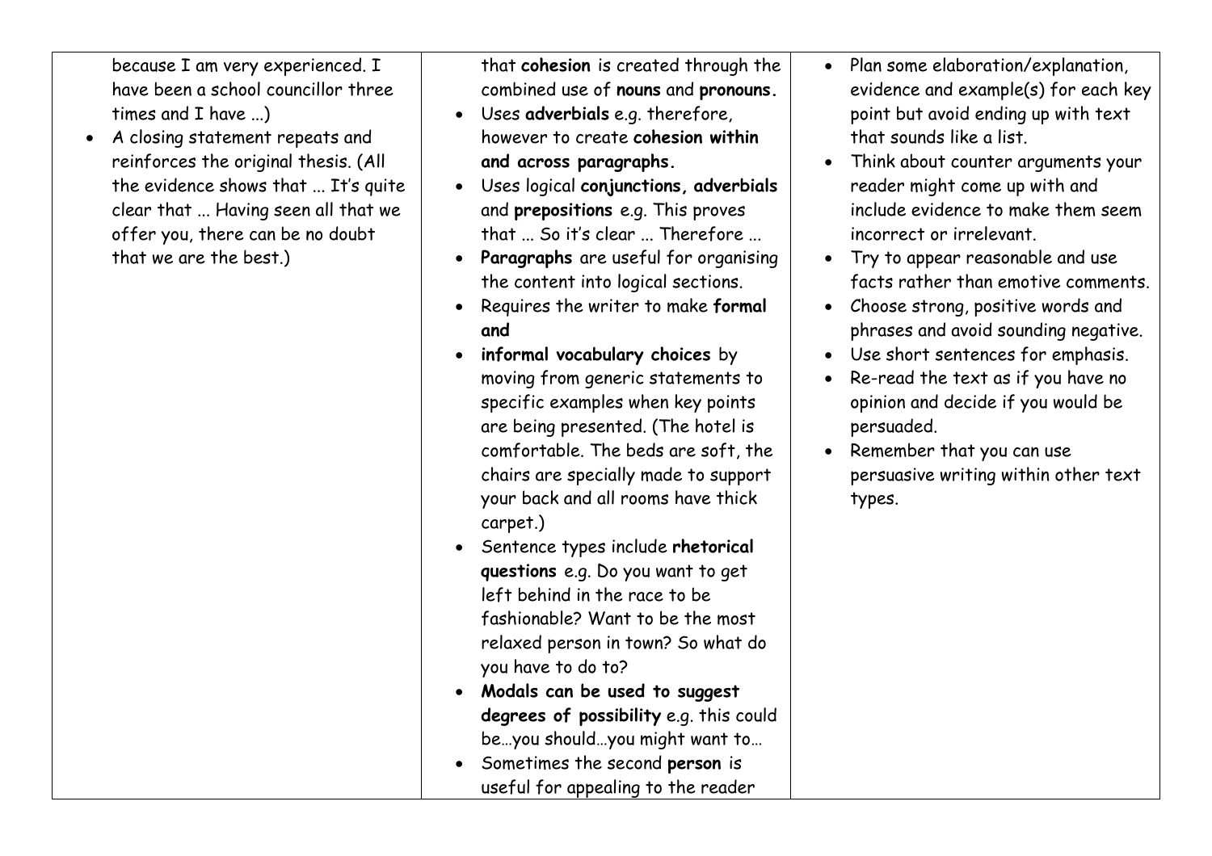| | | |
|---|---|---|
| because I am very experienced. I have been a school councillor three times and I have ...)<br>• A closing statement repeats and reinforces the original thesis. (All the evidence shows that ... It's quite clear that ... Having seen all that we offer you, there can be no doubt that we are the best.) | that **cohesion** is created through the combined use of **nouns** and **pronouns.**<br>• Uses **adverbials** e.g. therefore, however to create **cohesion within and across paragraphs.**<br>• Uses logical **conjunctions, adverbials** and **prepositions** e.g. This proves that ... So it's clear ... Therefore ...<br>• **Paragraphs** are useful for organising the content into logical sections.<br>• Requires the writer to make **formal and**<br>• **informal vocabulary choices** by moving from generic statements to specific examples when key points are being presented. (The hotel is comfortable. The beds are soft, the chairs are specially made to support your back and all rooms have thick carpet.)<br>• Sentence types include **rhetorical questions** e.g. Do you want to get left behind in the race to be fashionable? Want to be the most relaxed person in town? So what do you have to do to?<br>• **Modals can be used to suggest degrees of possibility** e.g. this could be…you should…you might want to…<br>• Sometimes the second **person** is useful for appealing to the reader | • Plan some elaboration/explanation, evidence and example(s) for each key point but avoid ending up with text that sounds like a list.<br>• Think about counter arguments your reader might come up with and include evidence to make them seem incorrect or irrelevant.<br>• Try to appear reasonable and use facts rather than emotive comments.<br>• Choose strong, positive words and phrases and avoid sounding negative.<br>• Use short sentences for emphasis.<br>• Re-read the text as if you have no opinion and decide if you would be persuaded.<br>• Remember that you can use persuasive writing within other text types. |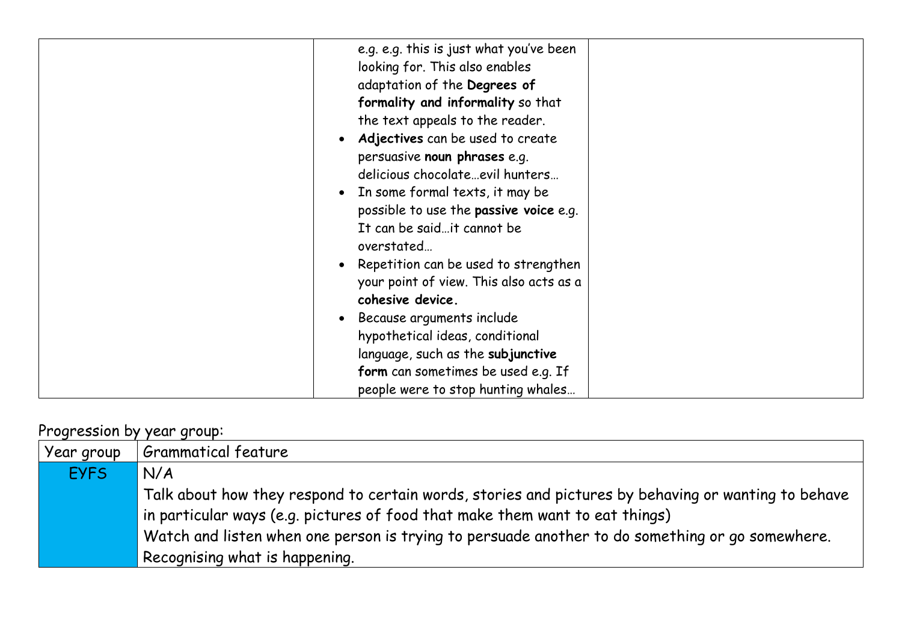| | | |
|---|---|---|
| | e.g. e.g. this is just what you've been looking for. This also enables adaptation of the **Degrees of formality and informality** so that the text appeals to the reader.<br>• **Adjectives** can be used to create persuasive **noun phrases** e.g. delicious chocolate…evil hunters…<br>• In some formal texts, it may be possible to use the **passive voice** e.g. It can be said…it cannot be overstated…<br>• Repetition can be used to strengthen your point of view. This also acts as a **cohesive device.**<br>• Because arguments include hypothetical ideas, conditional language, such as the **subjunctive form** can sometimes be used e.g. If people were to stop hunting whales… | |

Progression by year group:

| Year group | Grammatical feature |
|---|---|
| EYFS | N/A<br>Talk about how they respond to certain words, stories and pictures by behaving or wanting to behave in particular ways (e.g. pictures of food that make them want to eat things)<br>Watch and listen when one person is trying to persuade another to do something or go somewhere. Recognising what is happening. |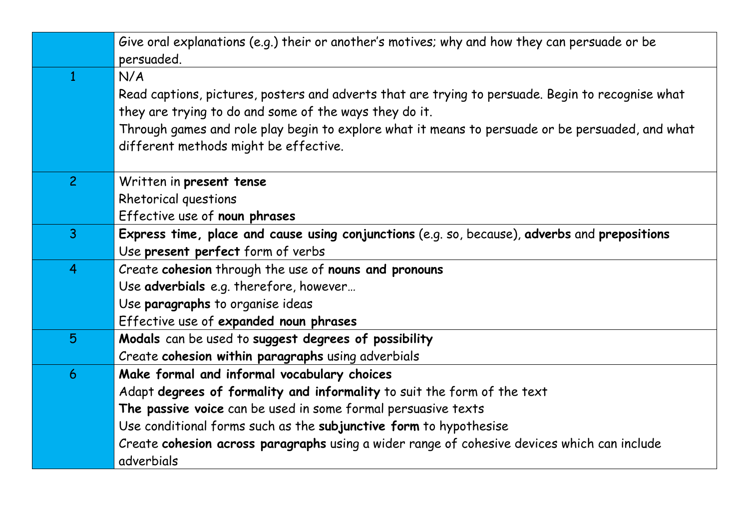| | |
|---|---|
| | Give oral explanations (e.g.) their or another's motives; why and how they can persuade or be persuaded. |
| 1 | N/A<br>Read captions, pictures, posters and adverts that are trying to persuade. Begin to recognise what they are trying to do and some of the ways they do it.<br>Through games and role play begin to explore what it means to persuade or be persuaded, and what different methods might be effective. |
| 2 | Written in **present tense**<br>Rhetorical questions<br>Effective use of **noun phrases** |
| 3 | **Express time, place and cause using conjunctions** (e.g. so, because), **adverbs** and **prepositions**<br>Use **present perfect** form of verbs |
| 4 | Create **cohesion** through the use of **nouns and pronouns**<br>Use **adverbials** e.g. therefore, however…<br>Use **paragraphs** to organise ideas<br>Effective use of **expanded noun phrases** |
| 5 | **Modals** can be used to **suggest degrees of possibility**<br>Create **cohesion within paragraphs** using adverbials |
| 6 | **Make formal and informal vocabulary choices**<br>Adapt **degrees of formality and informality** to suit the form of the text<br>**The passive voice** can be used in some formal persuasive texts<br>Use conditional forms such as the **subjunctive form** to hypothesise<br>Create **cohesion across paragraphs** using a wider range of cohesive devices which can include adverbials |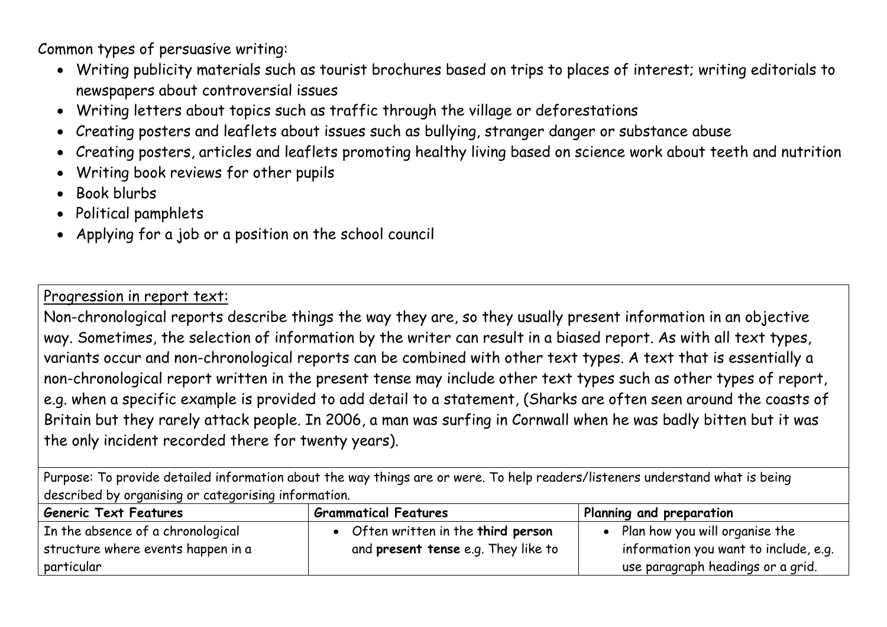Common types of persuasive writing:

- Writing publicity materials such as tourist brochures based on trips to places of interest; writing editorials to newspapers about controversial issues
- Writing letters about topics such as traffic through the village or deforestations
- Creating posters and leaflets about issues such as bullying, stranger danger or substance abuse
- Creating posters, articles and leaflets promoting healthy living based on science work about teeth and nutrition
- Writing book reviews for other pupils
- Book blurbs
- Political pamphlets
- Applying for a job or a position on the school council

Progression in report text:

Non-chronological reports describe things the way they are, so they usually present information in an objective way. Sometimes, the selection of information by the writer can result in a biased report. As with all text types, variants occur and non-chronological reports can be combined with other text types. A text that is essentially a non-chronological report written in the present tense may include other text types such as other types of report, e.g. when a specific example is provided to add detail to a statement, (Sharks are often seen around the coasts of Britain but they rarely attack people. In 2006, a man was surfing in Cornwall when he was badly bitten but it was the only incident recorded there for twenty years).

Purpose: To provide detailed information about the way things are or were. To help readers/listeners understand what is being described by organising or categorising information.

| Generic Text Features | Grammatical Features | Planning and preparation |
| --- | --- | --- |
| In the absence of a chronological structure where events happen in a particular | • Often written in the **third person** and **present tense** e.g. They like to | • Plan how you will organise the information you want to include, e.g. use paragraph headings or a grid. |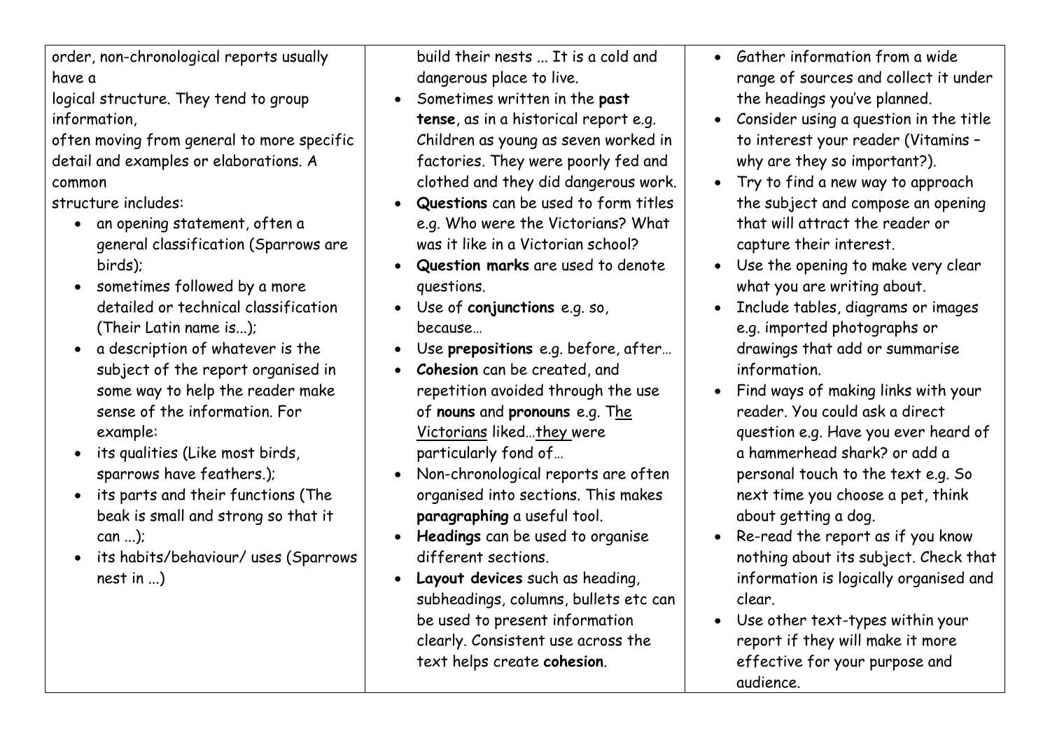| | | |
|---|---|---|
| order, non-chronological reports usually have a logical structure. They tend to group information, often moving from general to more specific detail and examples or elaborations. A common structure includes:<br>• an opening statement, often a general classification (Sparrows are birds);<br>• sometimes followed by a more detailed or technical classification (Their Latin name is...);<br>• a description of whatever is the subject of the report organised in some way to help the reader make sense of the information. For example:<br>• its qualities (Like most birds, sparrows have feathers.);<br>• its parts and their functions (The beak is small and strong so that it can ...);<br>• its habits/behaviour/ uses (Sparrows nest in ...) | build their nests ... It is a cold and dangerous place to live.<br>• Sometimes written in the **past tense**, as in a historical report e.g. Children as young as seven worked in factories. They were poorly fed and clothed and they did dangerous work.<br>• **Questions** can be used to form titles e.g. Who were the Victorians? What was it like in a Victorian school?<br>• **Question marks** are used to denote questions.<br>• Use of **conjunctions** e.g. so, because…<br>• Use **prepositions** e.g. before, after…<br>• **Cohesion** can be created, and repetition avoided through the use of **nouns** and **pronouns** e.g. The Victorians liked…they were particularly fond of…<br>• Non-chronological reports are often organised into sections. This makes **paragraphing** a useful tool.<br>• **Headings** can be used to organise different sections.<br>• **Layout devices** such as heading, subheadings, columns, bullets etc can be used to present information clearly. Consistent use across the text helps create **cohesion**. | • Gather information from a wide range of sources and collect it under the headings you've planned.<br>• Consider using a question in the title to interest your reader (Vitamins – why are they so important?).<br>• Try to find a new way to approach the subject and compose an opening that will attract the reader or capture their interest.<br>• Use the opening to make very clear what you are writing about.<br>• Include tables, diagrams or images e.g. imported photographs or drawings that add or summarise information.<br>• Find ways of making links with your reader. You could ask a direct question e.g. Have you ever heard of a hammerhead shark? or add a personal touch to the text e.g. So next time you choose a pet, think about getting a dog.<br>• Re-read the report as if you know nothing about its subject. Check that information is logically organised and clear.<br>• Use other text-types within your report if they will make it more effective for your purpose and audience. |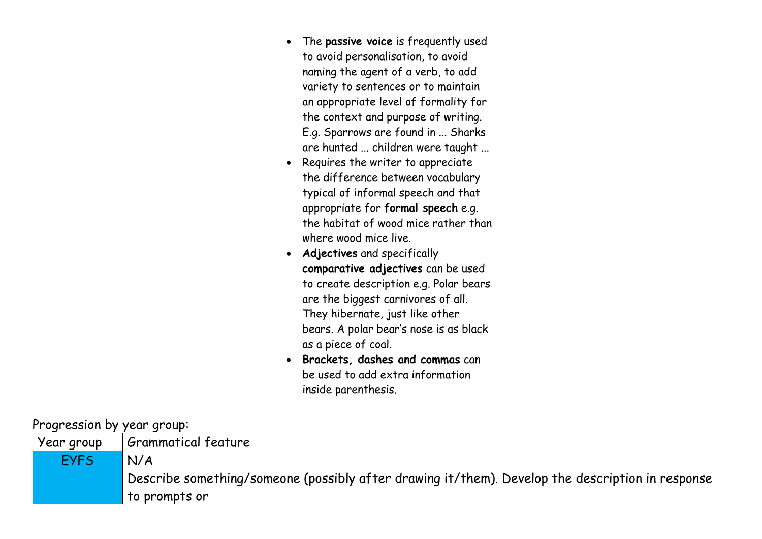| | | |
|---|---|---|
| | <ul><li>The **passive voice** is frequently used to avoid personalisation, to avoid naming the agent of a verb, to add variety to sentences or to maintain an appropriate level of formality for the context and purpose of writing. E.g. Sparrows are found in ... Sharks are hunted ... children were taught ...</li><li>Requires the writer to appreciate the difference between vocabulary typical of informal speech and that appropriate for **formal speech** e.g. the habitat of wood mice rather than where wood mice live.</li><li>**Adjectives** and specifically **comparative adjectives** can be used to create description e.g. Polar bears are the biggest carnivores of all. They hibernate, just like other bears. A polar bear's nose is as black as a piece of coal.</li><li>**Brackets, dashes and commas** can be used to add extra information inside parenthesis.</li></ul> | |

Progression by year group:

| Year group | Grammatical feature |
|---|---|
| EYFS | N/A<br>Describe something/someone (possibly after drawing it/them). Develop the description in response to prompts or |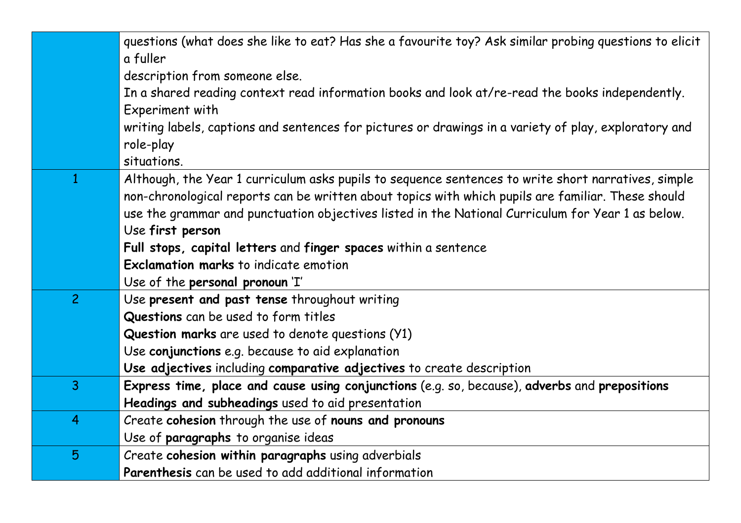| | |
|---|---|
| | questions (what does she like to eat? Has she a favourite toy? Ask similar probing questions to elicit a fuller description from someone else.<br>In a shared reading context read information books and look at/re-read the books independently. Experiment with writing labels, captions and sentences for pictures or drawings in a variety of play, exploratory and role-play situations. |
| 1 | Although, the Year 1 curriculum asks pupils to sequence sentences to write short narratives, simple non-chronological reports can be written about topics with which pupils are familiar. These should use the grammar and punctuation objectives listed in the National Curriculum for Year 1 as below.<br>Use **first person**<br>**Full stops, capital letters** and **finger spaces** within a sentence<br>**Exclamation marks** to indicate emotion<br>Use of the **personal pronoun** 'I' |
| 2 | Use **present and past tense** throughout writing<br>**Questions** can be used to form titles<br>**Question marks** are used to denote questions (Y1)<br>Use **conjunctions** e.g. because to aid explanation<br>**Use adjectives** including **comparative adjectives** to create description |
| 3 | **Express time, place and cause using conjunctions** (e.g. so, because), **adverbs** and **prepositions**<br>**Headings and subheadings** used to aid presentation |
| 4 | Create **cohesion** through the use of **nouns and pronouns**<br>Use of **paragraphs** to organise ideas |
| 5 | Create **cohesion within paragraphs** using adverbials<br>**Parenthesis** can be used to add additional information |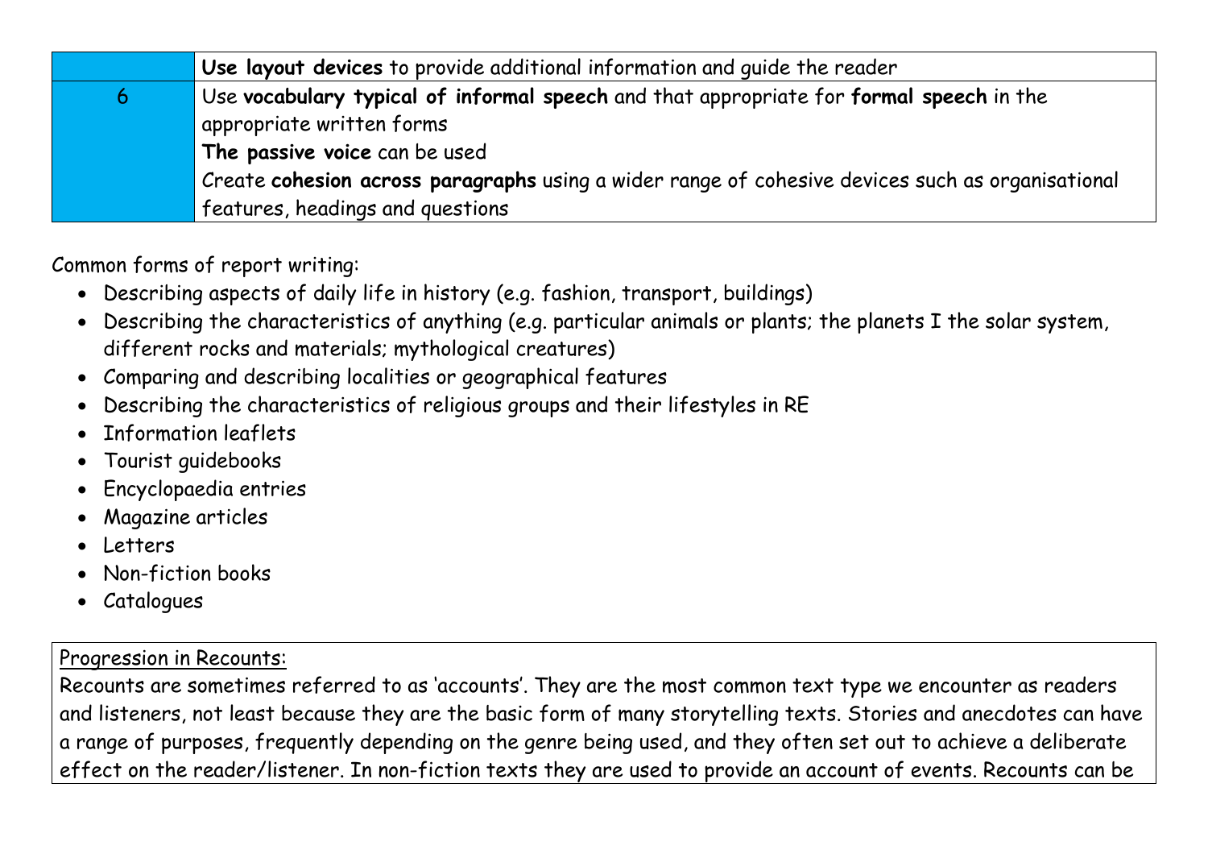| | |
|---|---|
| | **Use layout devices** to provide additional information and guide the reader |
| 6 | Use **vocabulary typical of informal speech** and that appropriate for **formal speech** in the appropriate written forms<br>**The passive voice** can be used<br>Create **cohesion across paragraphs** using a wider range of cohesive devices such as organisational features, headings and questions |

Common forms of report writing:

- Describing aspects of daily life in history (e.g. fashion, transport, buildings)
- Describing the characteristics of anything (e.g. particular animals or plants; the planets I the solar system, different rocks and materials; mythological creatures)
- Comparing and describing localities or geographical features
- Describing the characteristics of religious groups and their lifestyles in RE
- Information leaflets
- Tourist guidebooks
- Encyclopaedia entries
- Magazine articles
- Letters
- Non-fiction books
- Catalogues

Progression in Recounts:

Recounts are sometimes referred to as 'accounts'. They are the most common text type we encounter as readers and listeners, not least because they are the basic form of many storytelling texts. Stories and anecdotes can have a range of purposes, frequently depending on the genre being used, and they often set out to achieve a deliberate effect on the reader/listener. In non-fiction texts they are used to provide an account of events. Recounts can be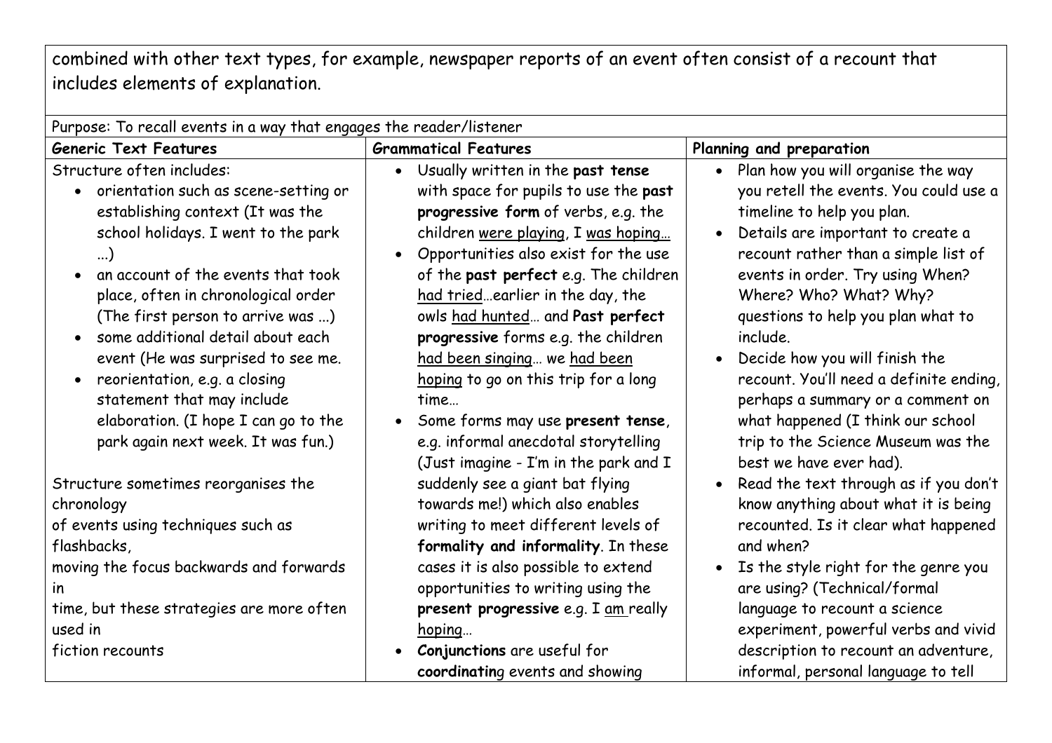combined with other text types, for example, newspaper reports of an event often consist of a recount that includes elements of explanation.

| Purpose: To recall events in a way that engages the reader/listener | | |
|---|---|---|
| **Generic Text Features** | **Grammatical Features** | **Planning and preparation** |
| Structure often includes:<br>• orientation such as scene-setting or establishing context (It was the school holidays. I went to the park ...)<br>• an account of the events that took place, often in chronological order (The first person to arrive was ...)<br>• some additional detail about each event (He was surprised to see me.<br>• reorientation, e.g. a closing statement that may include elaboration. (I hope I can go to the park again next week. It was fun.)<br><br>Structure sometimes reorganises the chronology of events using techniques such as flashbacks, moving the focus backwards and forwards in time, but these strategies are more often used in fiction recounts | • Usually written in the **past tense** with space for pupils to use the **past progressive form** of verbs, e.g. the children <u>were playing</u>, I <u>was hoping…</u><br>• Opportunities also exist for the use of the **past perfect** e.g. The children <u>had tried</u>…earlier in the day, the owls <u>had hunted</u>… and **Past perfect progressive** forms e.g. the children <u>had been singing</u>… we <u>had been hoping</u> to go on this trip for a long time…<br>• Some forms may use **present tense**, e.g. informal anecdotal storytelling (Just imagine - I'm in the park and I suddenly see a giant bat flying towards me!) which also enables writing to meet different levels of **formality and informality**. In these cases it is also possible to extend opportunities to writing using the **present progressive** e.g. I <u>am</u> really <u>hoping</u>…<br>• **Conjunctions** are useful for **coordinating** events and showing | • Plan how you will organise the way you retell the events. You could use a timeline to help you plan.<br>• Details are important to create a recount rather than a simple list of events in order. Try using When? Where? Who? What? Why? questions to help you plan what to include.<br>• Decide how you will finish the recount. You'll need a definite ending, perhaps a summary or a comment on what happened (I think our school trip to the Science Museum was the best we have ever had).<br>• Read the text through as if you don't know anything about what it is being recounted. Is it clear what happened and when?<br>• Is the style right for the genre you are using? (Technical/formal language to recount a science experiment, powerful verbs and vivid description to recount an adventure, informal, personal language to tell |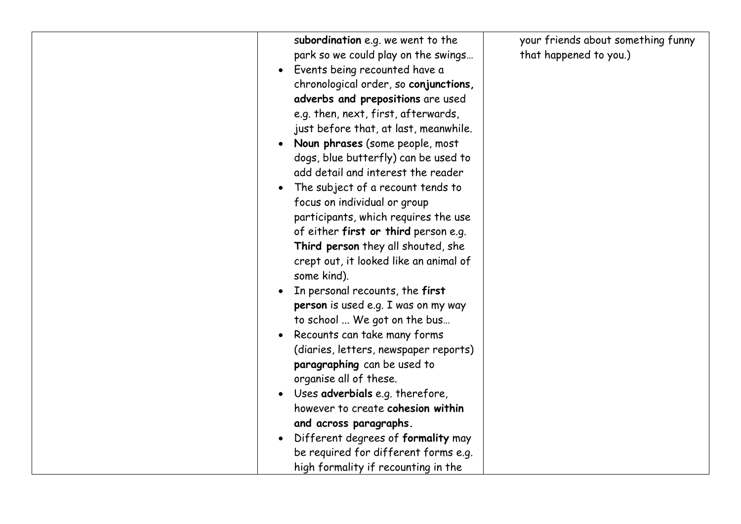| | | |
|---|---|---|
| | **subordination** e.g. we went to the park so we could play on the swings…<br>• Events being recounted have a chronological order, so **conjunctions, adverbs and prepositions** are used e.g. then, next, first, afterwards, just before that, at last, meanwhile.<br>• **Noun phrases** (some people, most dogs, blue butterfly) can be used to add detail and interest the reader<br>• The subject of a recount tends to focus on individual or group participants, which requires the use of either **first or third** person e.g. **Third person** they all shouted, she crept out, it looked like an animal of some kind).<br>• In personal recounts, the **first person** is used e.g. I was on my way to school ... We got on the bus…<br>• Recounts can take many forms (diaries, letters, newspaper reports) **paragraphing** can be used to organise all of these.<br>• Uses **adverbials** e.g. therefore, however to create **cohesion within and across paragraphs.**<br>• Different degrees of **formality** may be required for different forms e.g. high formality if recounting in the | your friends about something funny that happened to you.) |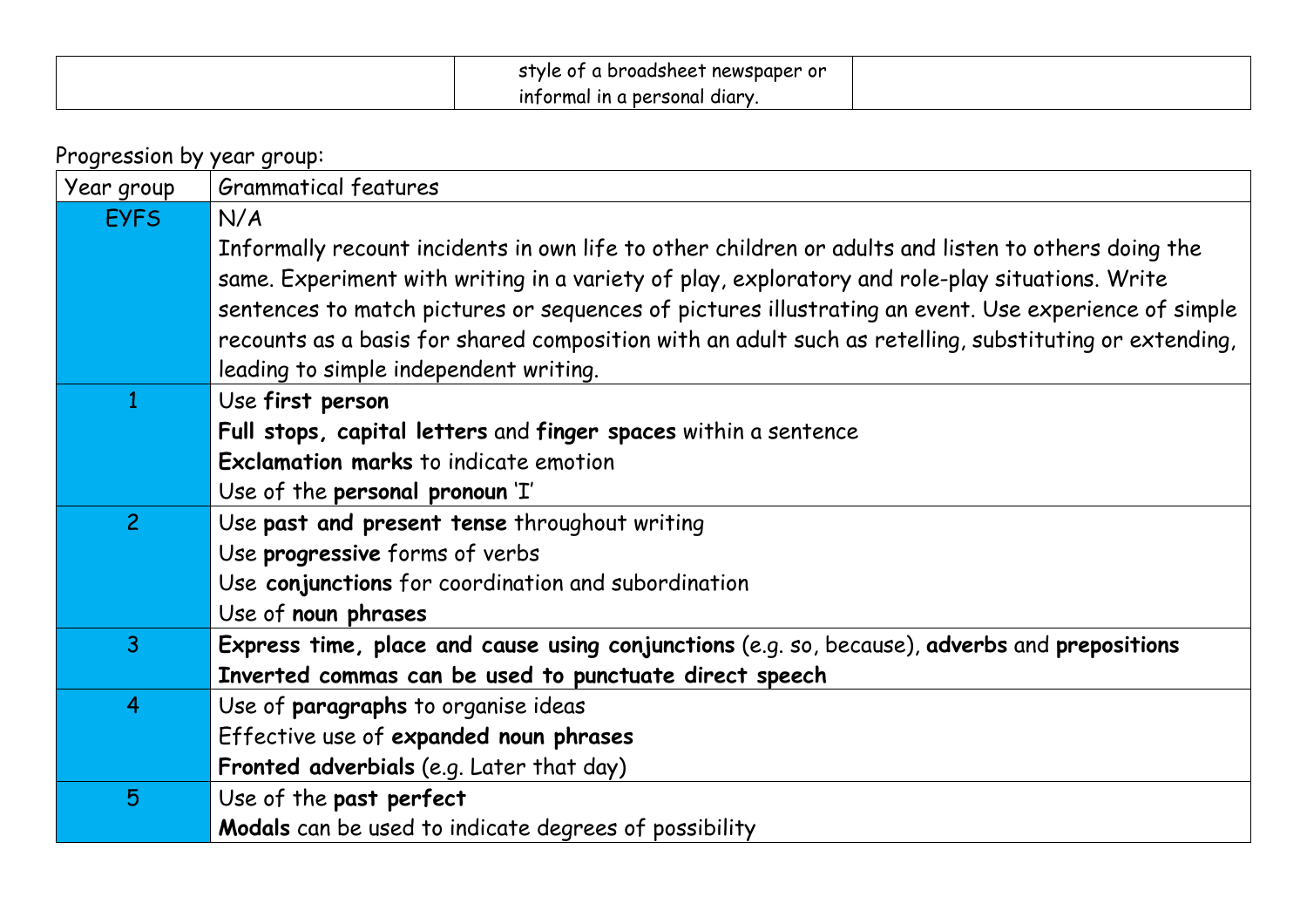| | | |
|---|---|---|
| | style of a broadsheet newspaper or informal in a personal diary. | |

Progression by year group:

| Year group | Grammatical features |
|---|---|
| EYFS | N/A<br>Informally recount incidents in own life to other children or adults and listen to others doing the same. Experiment with writing in a variety of play, exploratory and role-play situations. Write sentences to match pictures or sequences of pictures illustrating an event. Use experience of simple recounts as a basis for shared composition with an adult such as retelling, substituting or extending, leading to simple independent writing. |
| 1 | Use **first person**<br>**Full stops, capital letters** and **finger spaces** within a sentence<br>**Exclamation marks** to indicate emotion<br>Use of the **personal pronoun** 'I' |
| 2 | Use **past and present tense** throughout writing<br>Use **progressive** forms of verbs<br>Use **conjunctions** for coordination and subordination<br>Use of **noun phrases** |
| 3 | **Express time, place and cause using conjunctions** (e.g. so, because), **adverbs** and **prepositions**<br>**Inverted commas can be used to punctuate direct speech** |
| 4 | Use of **paragraphs** to organise ideas<br>Effective use of **expanded noun phrases**<br>**Fronted adverbials** (e.g. Later that day) |
| 5 | Use of the **past perfect**<br>**Modals** can be used to indicate degrees of possibility |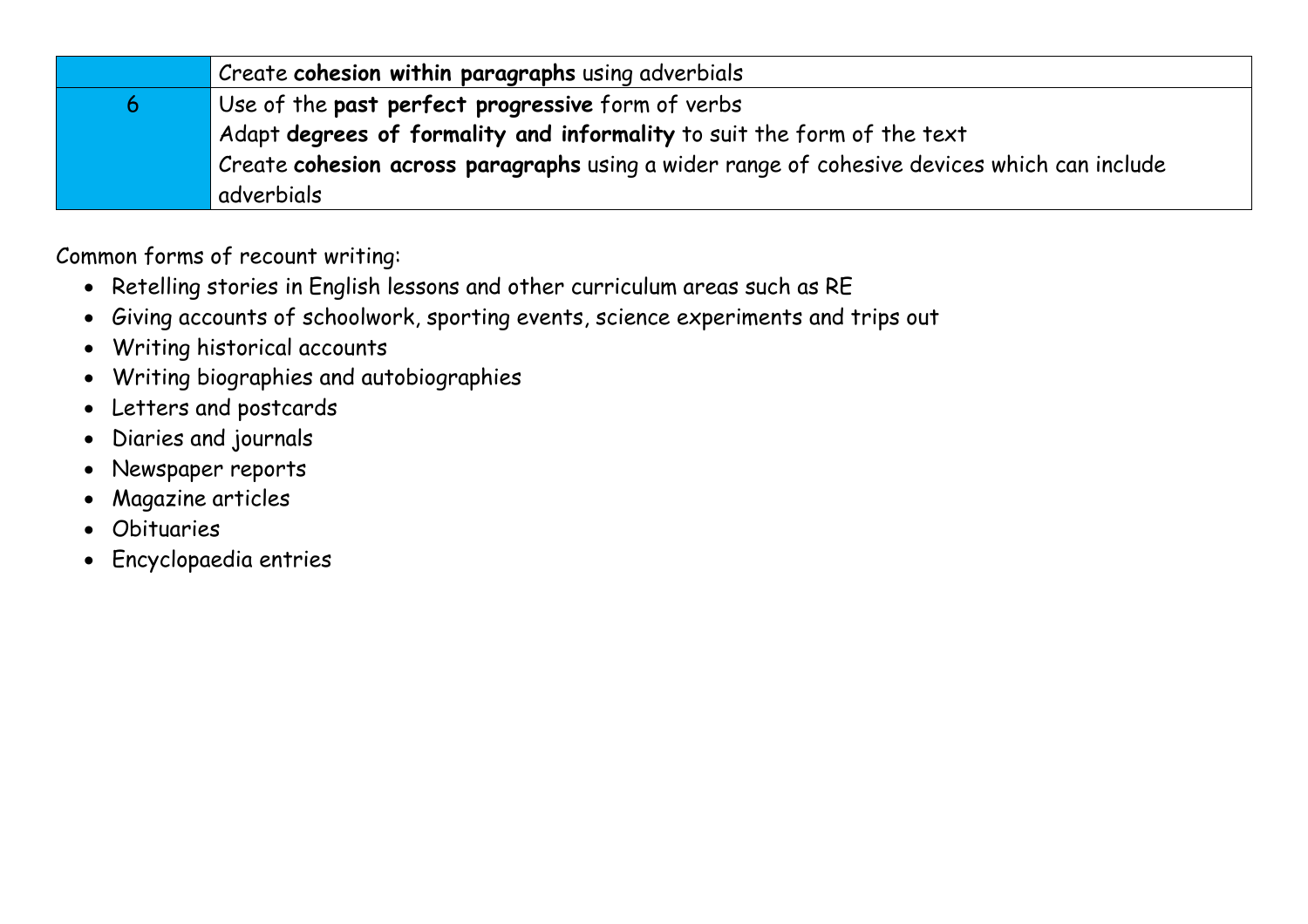| | |
|---|---|
| | Create **cohesion within paragraphs** using adverbials |
| 6 | Use of the **past perfect progressive** form of verbs<br>Adapt **degrees of formality and informality** to suit the form of the text<br>Create **cohesion across paragraphs** using a wider range of cohesive devices which can include adverbials |

Common forms of recount writing:

- Retelling stories in English lessons and other curriculum areas such as RE
- Giving accounts of schoolwork, sporting events, science experiments and trips out
- Writing historical accounts
- Writing biographies and autobiographies
- Letters and postcards
- Diaries and journals
- Newspaper reports
- Magazine articles
- Obituaries
- Encyclopaedia entries